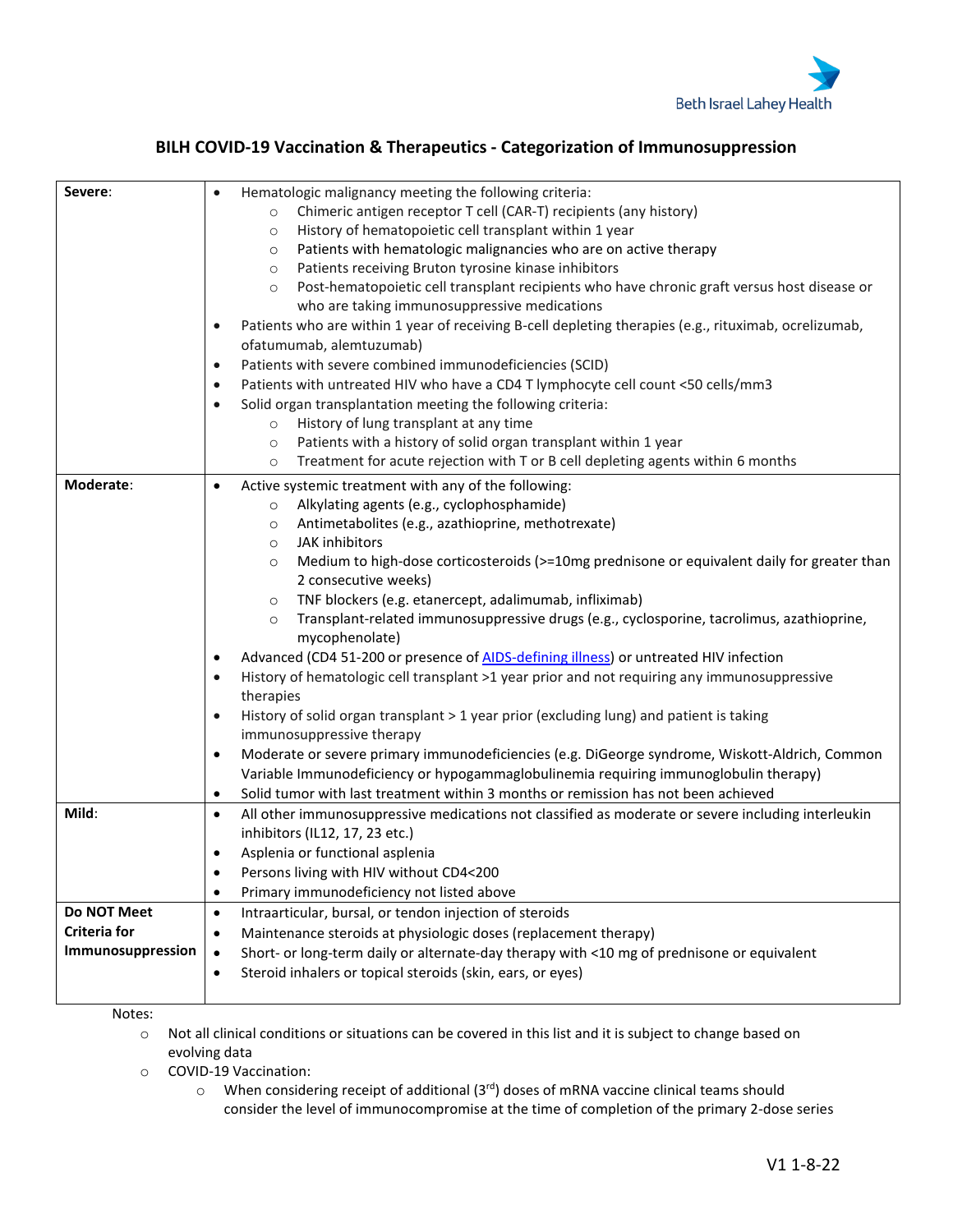# BILH COVID-19 Vaccination & Therapeutics - Categorization of Immunosuppression

| | |
|---|---|
| **Severe**: | • Hematologic malignancy meeting the following criteria:<br>  ○ Chimeric antigen receptor T cell (CAR-T) recipients (any history)<br>  ○ History of hematopoietic cell transplant within 1 year<br>  ○ Patients with hematologic malignancies who are on active therapy<br>  ○ Patients receiving Bruton tyrosine kinase inhibitors<br>  ○ Post-hematopoietic cell transplant recipients who have chronic graft versus host disease or who are taking immunosuppressive medications<br>• Patients who are within 1 year of receiving B-cell depleting therapies (e.g., rituximab, ocrelizumab, ofatumumab, alemtuzumab)<br>• Patients with severe combined immunodeficiencies (SCID)<br>• Patients with untreated HIV who have a CD4 T lymphocyte cell count <50 cells/mm3<br>• Solid organ transplantation meeting the following criteria:<br>  ○ History of lung transplant at any time<br>  ○ Patients with a history of solid organ transplant within 1 year<br>  ○ Treatment for acute rejection with T or B cell depleting agents within 6 months |
| **Moderate**: | • Active systemic treatment with any of the following:<br>  ○ Alkylating agents (e.g., cyclophosphamide)<br>  ○ Antimetabolites (e.g., azathioprine, methotrexate)<br>  ○ JAK inhibitors<br>  ○ Medium to high-dose corticosteroids (>=10mg prednisone or equivalent daily for greater than 2 consecutive weeks)<br>  ○ TNF blockers (e.g. etanercept, adalimumab, infliximab)<br>  ○ Transplant-related immunosuppressive drugs (e.g., cyclosporine, tacrolimus, azathioprine, mycophenolate)<br>• Advanced (CD4 51-200 or presence of AIDS-defining illness) or untreated HIV infection<br>• History of hematologic cell transplant >1 year prior and not requiring any immunosuppressive therapies<br>• History of solid organ transplant > 1 year prior (excluding lung) and patient is taking immunosuppressive therapy<br>• Moderate or severe primary immunodeficiencies (e.g. DiGeorge syndrome, Wiskott-Aldrich, Common Variable Immunodeficiency or hypogammaglobulinemia requiring immunoglobulin therapy)<br>• Solid tumor with last treatment within 3 months or remission has not been achieved |
| **Mild**: | • All other immunosuppressive medications not classified as moderate or severe including interleukin inhibitors (IL12, 17, 23 etc.)<br>• Asplenia or functional asplenia<br>• Persons living with HIV without CD4<200<br>• Primary immunodeficiency not listed above |
| **Do NOT Meet Criteria for Immunosuppression** | • Intraarticular, bursal, or tendon injection of steroids<br>• Maintenance steroids at physiologic doses (replacement therapy)<br>• Short- or long-term daily or alternate-day therapy with <10 mg of prednisone or equivalent<br>• Steroid inhalers or topical steroids (skin, ears, or eyes) |

Notes:

- Not all clinical conditions or situations can be covered in this list and it is subject to change based on evolving data
- COVID-19 Vaccination:
  - When considering receipt of additional (3rd) doses of mRNA vaccine clinical teams should consider the level of immunocompromise at the time of completion of the primary 2-dose series

V1 1-8-22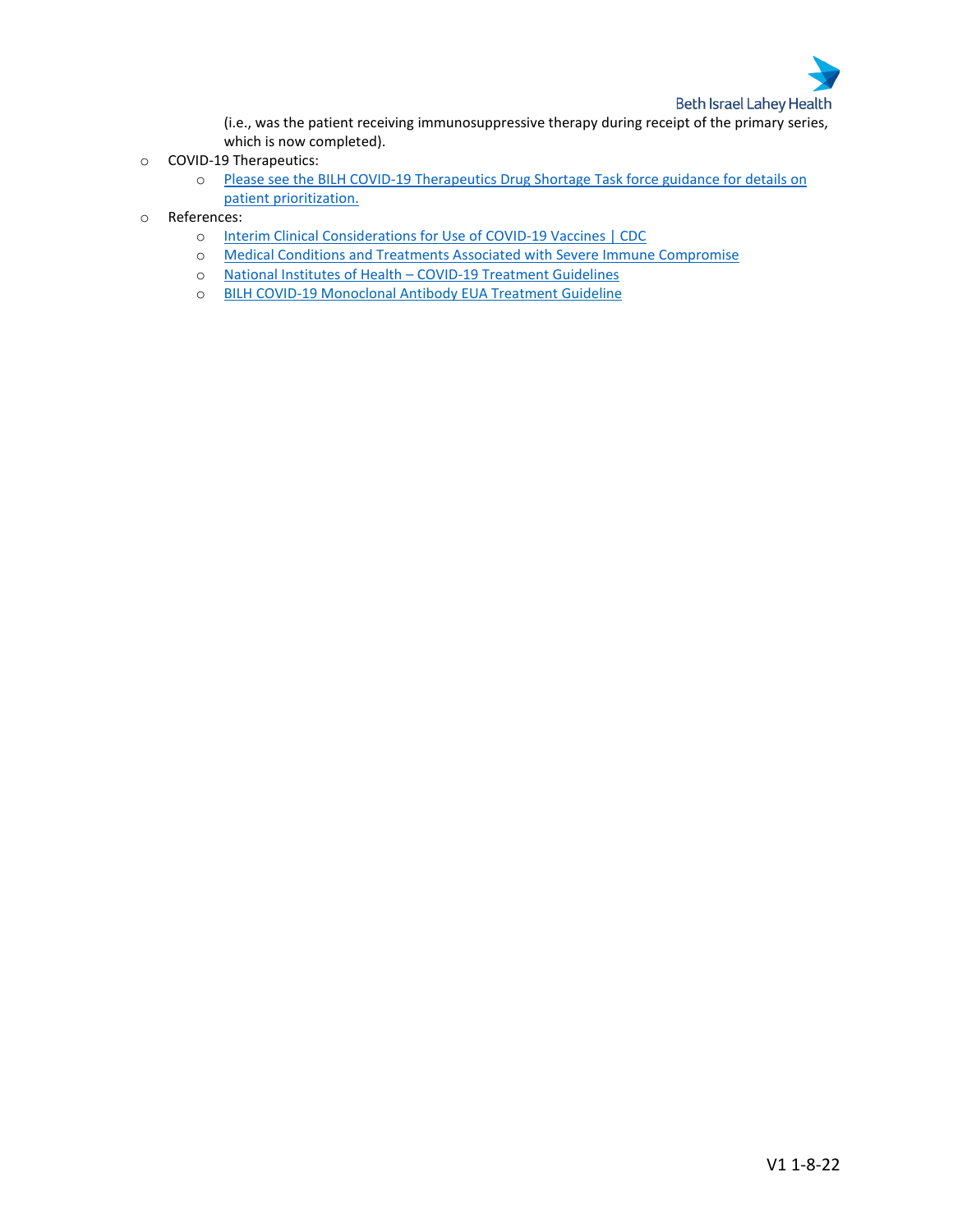(i.e., was the patient receiving immunosuppressive therapy during receipt of the primary series, which is now completed).

- COVID-19 Therapeutics:
  - Please see the BILH COVID-19 Therapeutics Drug Shortage Task force guidance for details on patient prioritization.
- References:
  - Interim Clinical Considerations for Use of COVID-19 Vaccines | CDC
  - Medical Conditions and Treatments Associated with Severe Immune Compromise
  - National Institutes of Health – COVID-19 Treatment Guidelines
  - BILH COVID-19 Monoclonal Antibody EUA Treatment Guideline

V1 1-8-22